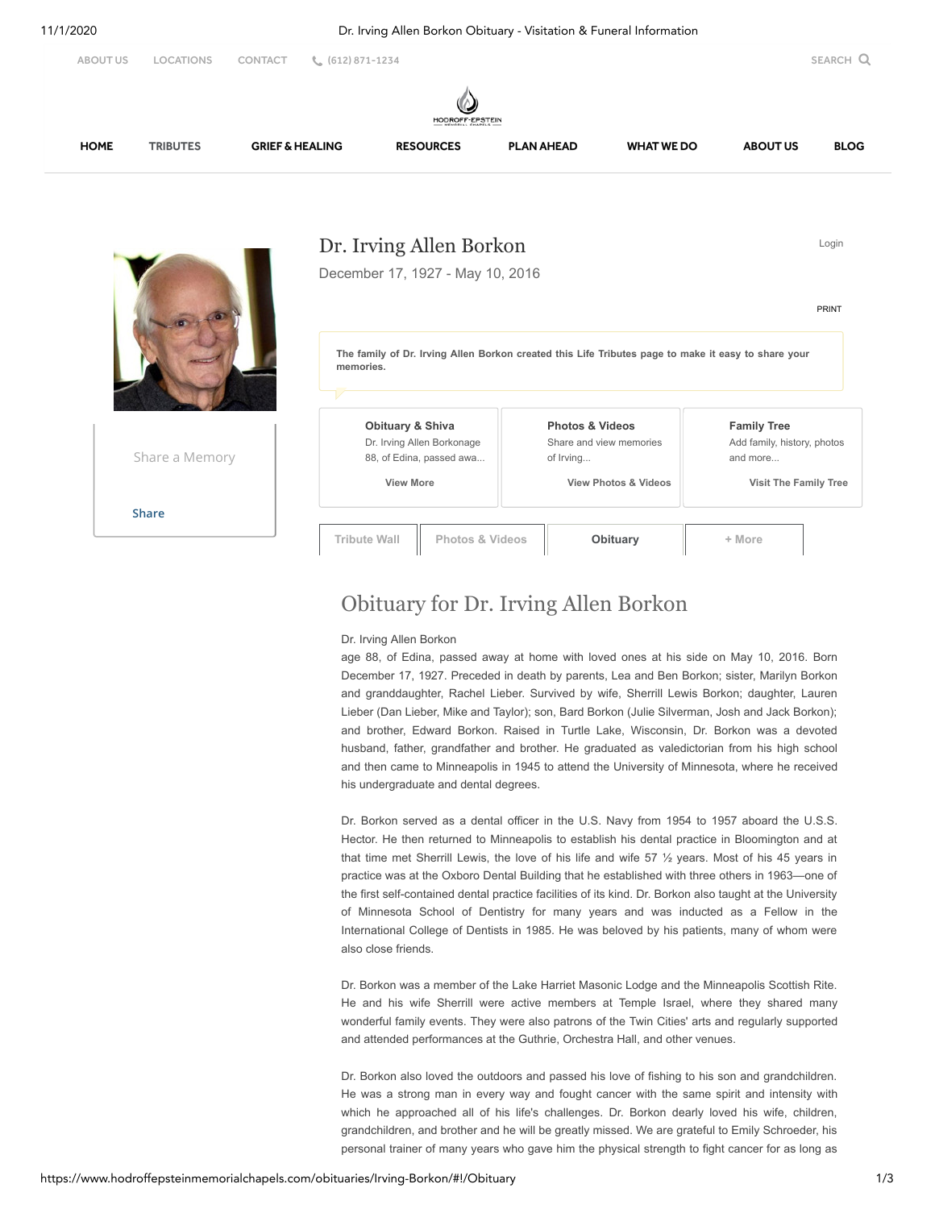# Dr. Irving Allen Borkon

December 17, 1927 - May 10, 2016

The family of Dr. Irving Allen Borkon created this Life Tributes page to make it easy to share your memories.

**Obituary & Shiva**
Dr. Irving Allen Borkonage 88, of Edina, passed awa...
View More

**Photos & Videos**
Share and view memories of Irving...
View Photos & Videos

**Family Tree**
Add family, history, photos and more...
Visit The Family Tree

Share a Memory

Share

Tribute Wall | Photos & Videos | Obituary | + More

## Obituary for Dr. Irving Allen Borkon

Dr. Irving Allen Borkon
age 88, of Edina, passed away at home with loved ones at his side on May 10, 2016. Born December 17, 1927. Preceded in death by parents, Lea and Ben Borkon; sister, Marilyn Borkon and granddaughter, Rachel Lieber. Survived by wife, Sherrill Lewis Borkon; daughter, Lauren Lieber (Dan Lieber, Mike and Taylor); son, Bard Borkon (Julie Silverman, Josh and Jack Borkon); and brother, Edward Borkon. Raised in Turtle Lake, Wisconsin, Dr. Borkon was a devoted husband, father, grandfather and brother. He graduated as valedictorian from his high school and then came to Minneapolis in 1945 to attend the University of Minnesota, where he received his undergraduate and dental degrees.

Dr. Borkon served as a dental officer in the U.S. Navy from 1954 to 1957 aboard the U.S.S. Hector. He then returned to Minneapolis to establish his dental practice in Bloomington and at that time met Sherrill Lewis, the love of his life and wife 57 ½ years. Most of his 45 years in practice was at the Oxboro Dental Building that he established with three others in 1963—one of the first self-contained dental practice facilities of its kind. Dr. Borkon also taught at the University of Minnesota School of Dentistry for many years and was inducted as a Fellow in the International College of Dentists in 1985. He was beloved by his patients, many of whom were also close friends.

Dr. Borkon was a member of the Lake Harriet Masonic Lodge and the Minneapolis Scottish Rite. He and his wife Sherrill were active members at Temple Israel, where they shared many wonderful family events. They were also patrons of the Twin Cities' arts and regularly supported and attended performances at the Guthrie, Orchestra Hall, and other venues.

Dr. Borkon also loved the outdoors and passed his love of fishing to his son and grandchildren. He was a strong man in every way and fought cancer with the same spirit and intensity with which he approached all of his life's challenges. Dr. Borkon dearly loved his wife, children, grandchildren, and brother and he will be greatly missed. We are grateful to Emily Schroeder, his personal trainer of many years who gave him the physical strength to fight cancer for as long as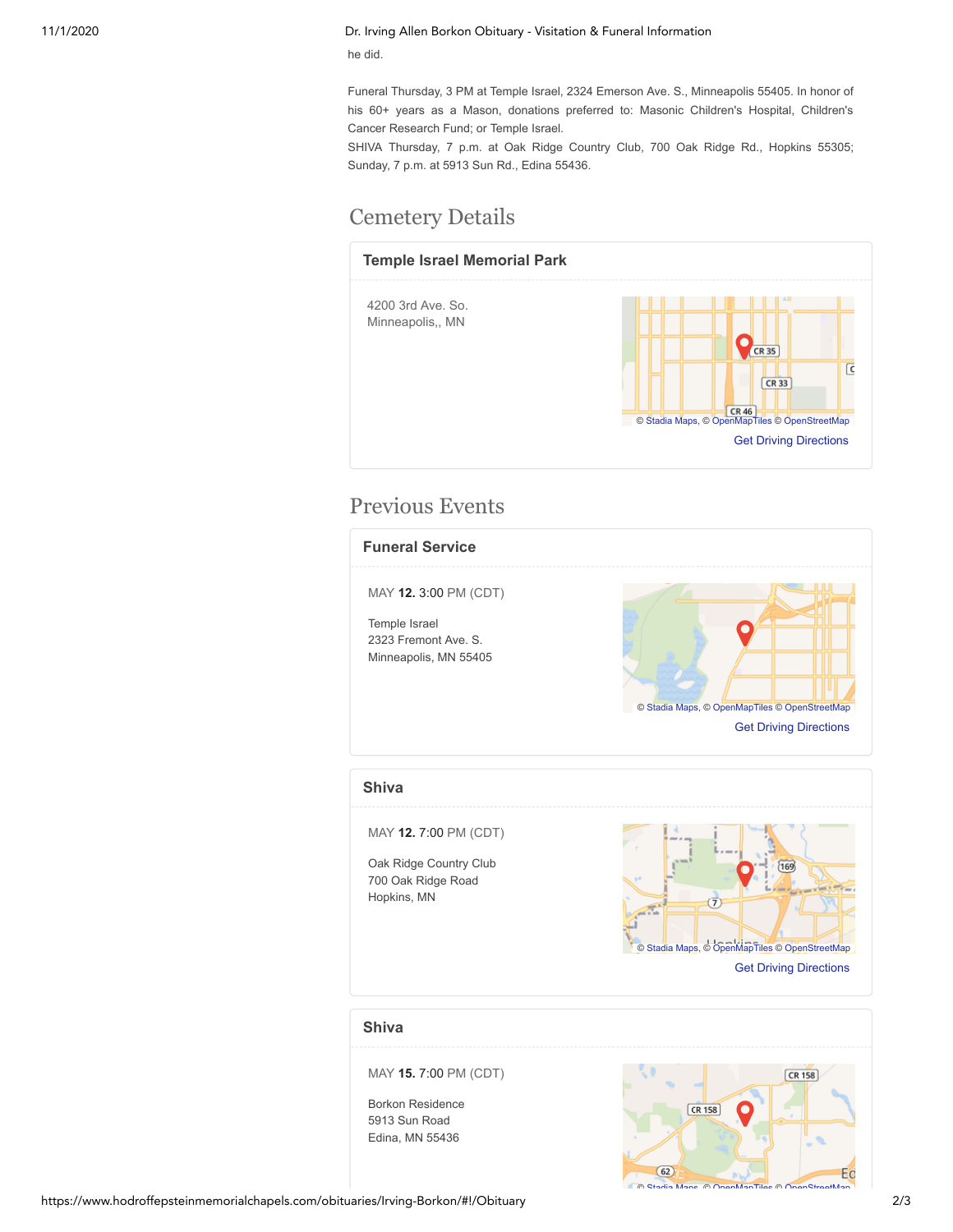he did.

Funeral Thursday, 3 PM at Temple Israel, 2324 Emerson Ave. S., Minneapolis 55405. In honor of his 60+ years as a Mason, donations preferred to: Masonic Children's Hospital, Children's Cancer Research Fund; or Temple Israel.
SHIVA Thursday, 7 p.m. at Oak Ridge Country Club, 700 Oak Ridge Rd., Hopkins 55305; Sunday, 7 p.m. at 5913 Sun Rd., Edina 55436.

## Cemetery Details

### Temple Israel Memorial Park

4200 3rd Ave. So.
Minneapolis,, MN

Get Driving Directions

## Previous Events

### Funeral Service

MAY **12.** 3:00 PM (CDT)

Temple Israel
2323 Fremont Ave. S.
Minneapolis, MN 55405

Get Driving Directions

### Shiva

MAY **12.** 7:00 PM (CDT)

Oak Ridge Country Club
700 Oak Ridge Road
Hopkins, MN

Get Driving Directions

### Shiva

MAY **15.** 7:00 PM (CDT)

Borkon Residence
5913 Sun Road
Edina, MN 55436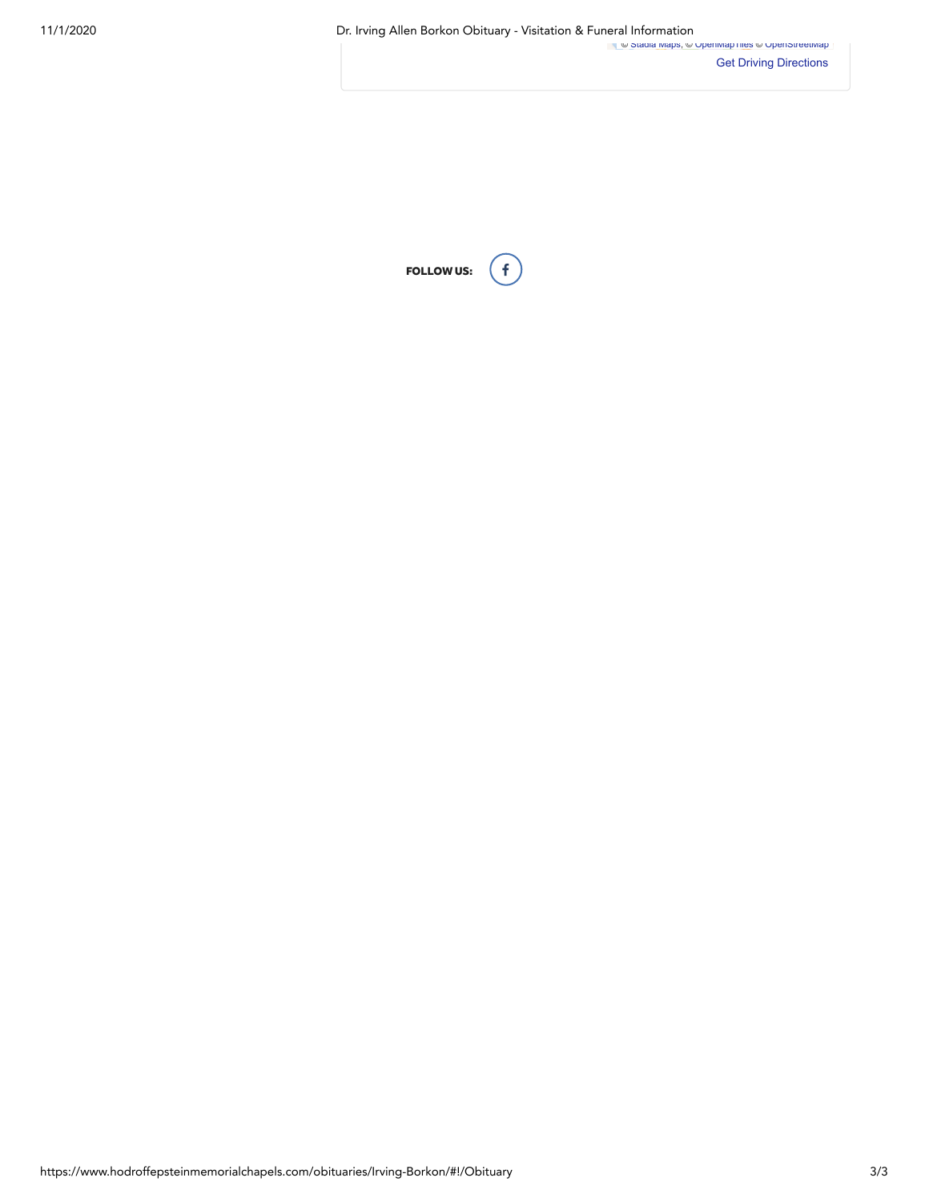© Stadia Maps, © OpenMapTiles © OpenStreetMap

Get Driving Directions

**FOLLOW US:**